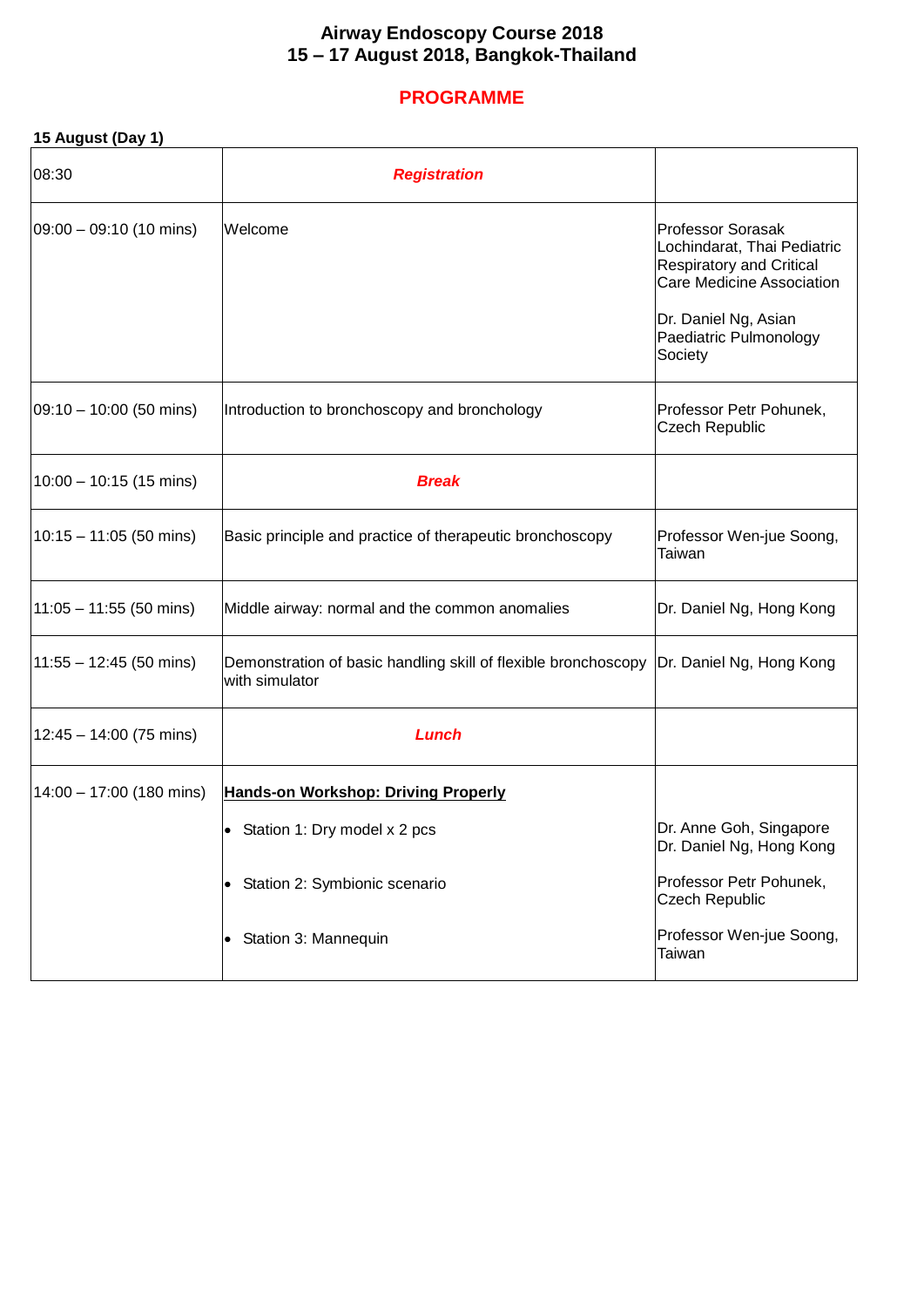# Airway Endoscopy Course 2018
## 15 – 17 August 2018, Bangkok-Thailand

## PROGRAMME

**15 August (Day 1)**

| | | |
|---|---|---|
| 08:30 | ***Registration*** | |
| 09:00 – 09:10 (10 mins) | Welcome | Professor Sorasak Lochindarat, Thai Pediatric Respiratory and Critical Care Medicine Association<br><br>Dr. Daniel Ng, Asian Paediatric Pulmonology Society |
| 09:10 – 10:00 (50 mins) | Introduction to bronchoscopy and bronchology | Professor Petr Pohunek, Czech Republic |
| 10:00 – 10:15 (15 mins) | ***Break*** | |
| 10:15 – 11:05 (50 mins) | Basic principle and practice of therapeutic bronchoscopy | Professor Wen-jue Soong, Taiwan |
| 11:05 – 11:55 (50 mins) | Middle airway: normal and the common anomalies | Dr. Daniel Ng, Hong Kong |
| 11:55 – 12:45 (50 mins) | Demonstration of basic handling skill of flexible bronchoscopy with simulator | Dr. Daniel Ng, Hong Kong |
| 12:45 – 14:00 (75 mins) | ***Lunch*** | |
| 14:00 – 17:00 (180 mins) | **Hands-on Workshop: Driving Properly**<br>• Station 1: Dry model x 2 pcs<br>• Station 2: Symbionic scenario<br>• Station 3: Mannequin | <br>Dr. Anne Goh, Singapore<br>Dr. Daniel Ng, Hong Kong<br>Professor Petr Pohunek, Czech Republic<br>Professor Wen-jue Soong, Taiwan |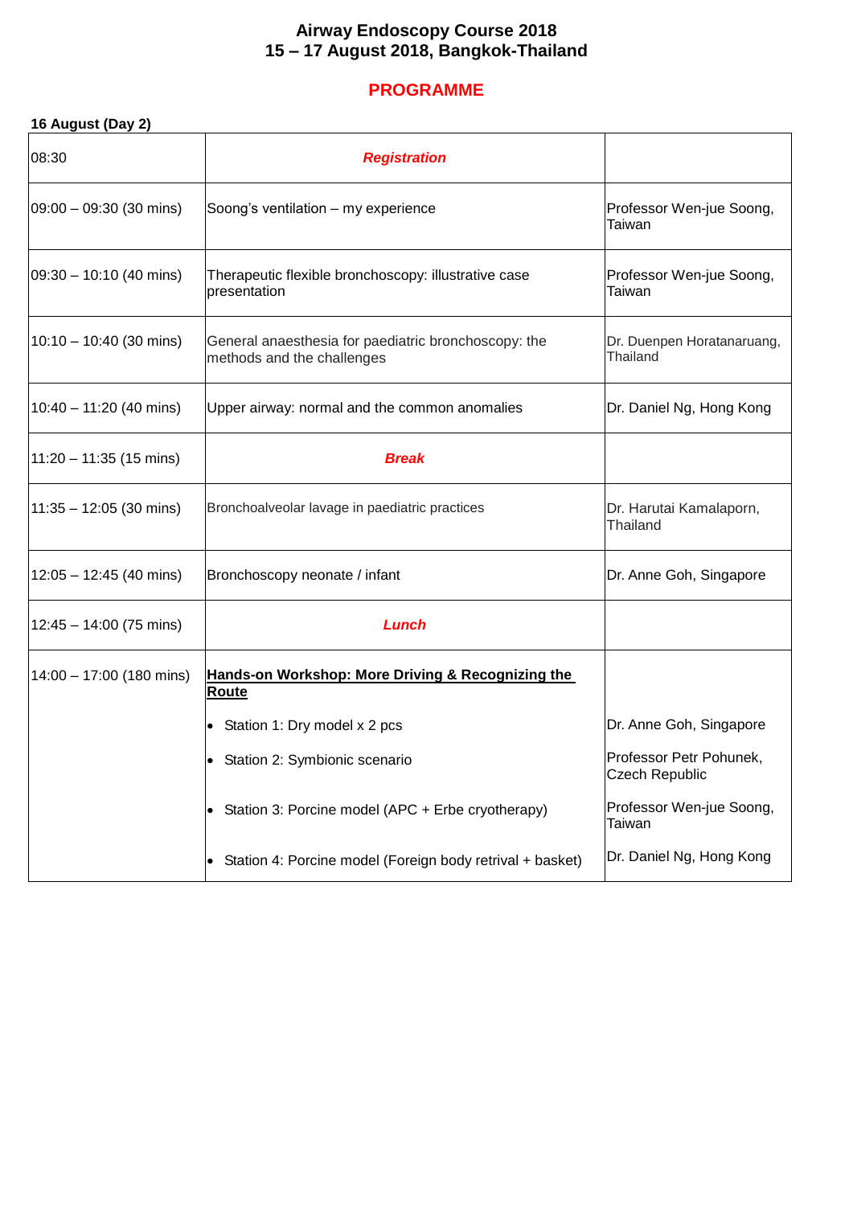# Airway Endoscopy Course 2018
## 15 – 17 August 2018, Bangkok-Thailand

## PROGRAMME

**16 August (Day 2)**

| Time | Session | Speaker |
|---|---|---|
| 08:30 | ***Registration*** | |
| 09:00 – 09:30 (30 mins) | Soong's ventilation – my experience | Professor Wen-jue Soong, Taiwan |
| 09:30 – 10:10 (40 mins) | Therapeutic flexible bronchoscopy: illustrative case presentation | Professor Wen-jue Soong, Taiwan |
| 10:10 – 10:40 (30 mins) | General anaesthesia for paediatric bronchoscopy: the methods and the challenges | Dr. Duenpen Horatanaruang, Thailand |
| 10:40 – 11:20 (40 mins) | Upper airway: normal and the common anomalies | Dr. Daniel Ng, Hong Kong |
| 11:20 – 11:35 (15 mins) | ***Break*** | |
| 11:35 – 12:05 (30 mins) | Bronchoalveolar lavage in paediatric practices | Dr. Harutai Kamalaporn, Thailand |
| 12:05 – 12:45 (40 mins) | Bronchoscopy neonate / infant | Dr. Anne Goh, Singapore |
| 12:45 – 14:00 (75 mins) | ***Lunch*** | |
| 14:00 – 17:00 (180 mins) | **Hands-on Workshop: More Driving & Recognizing the Route** | |
| | • Station 1: Dry model x 2 pcs | Dr. Anne Goh, Singapore |
| | • Station 2: Symbionic scenario | Professor Petr Pohunek, Czech Republic |
| | • Station 3: Porcine model (APC + Erbe cryotherapy) | Professor Wen-jue Soong, Taiwan |
| | • Station 4: Porcine model (Foreign body retrival + basket) | Dr. Daniel Ng, Hong Kong |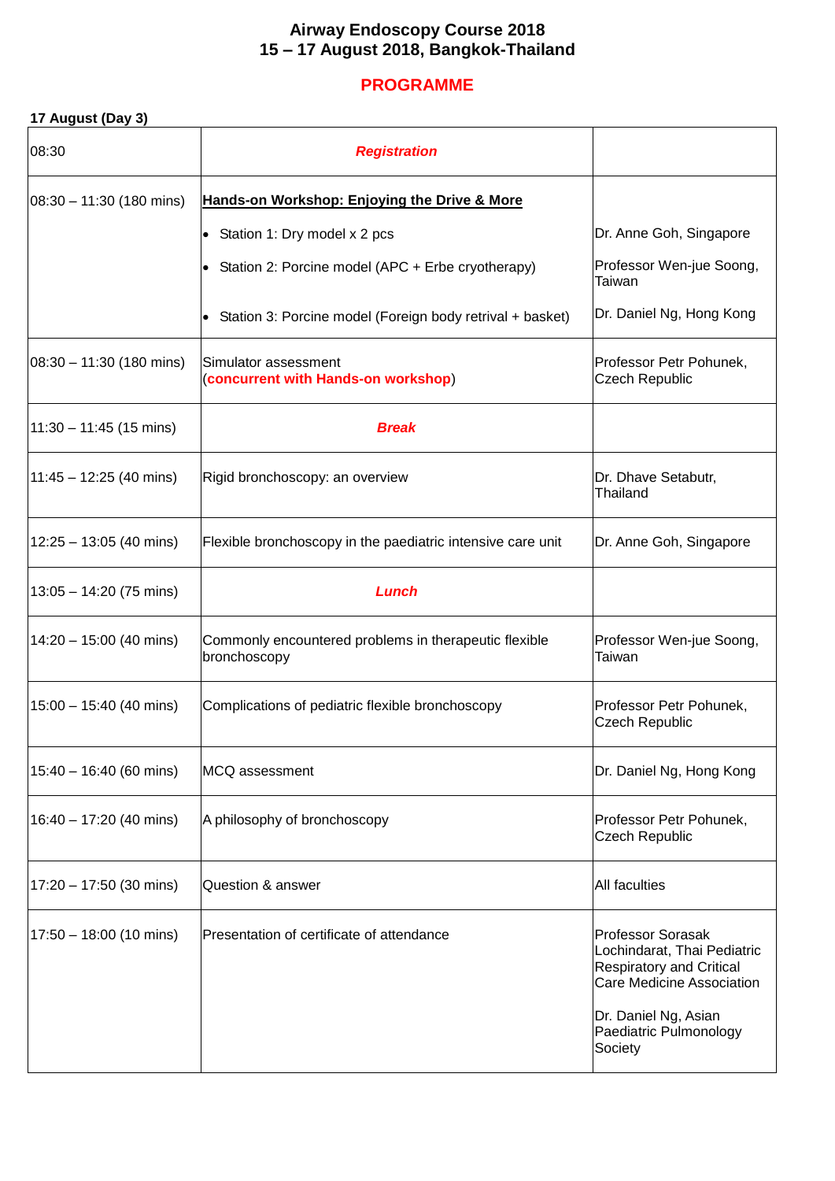# Airway Endoscopy Course 2018
## 15 – 17 August 2018, Bangkok-Thailand

## PROGRAMME

**17 August (Day 3)**

| | | |
|---|---|---|
| 08:30 | ***Registration*** | |
| 08:30 – 11:30 (180 mins) | **Hands-on Workshop: Enjoying the Drive & More**<br>• Station 1: Dry model x 2 pcs<br>• Station 2: Porcine model (APC + Erbe cryotherapy)<br>• Station 3: Porcine model (Foreign body retrival + basket) | <br>Dr. Anne Goh, Singapore<br>Professor Wen-jue Soong, Taiwan<br>Dr. Daniel Ng, Hong Kong |
| 08:30 – 11:30 (180 mins) | Simulator assessment<br>(**concurrent with Hands-on workshop**) | Professor Petr Pohunek, Czech Republic |
| 11:30 – 11:45 (15 mins) | ***Break*** | |
| 11:45 – 12:25 (40 mins) | Rigid bronchoscopy: an overview | Dr. Dhave Setabutr, Thailand |
| 12:25 – 13:05 (40 mins) | Flexible bronchoscopy in the paediatric intensive care unit | Dr. Anne Goh, Singapore |
| 13:05 – 14:20 (75 mins) | ***Lunch*** | |
| 14:20 – 15:00 (40 mins) | Commonly encountered problems in therapeutic flexible bronchoscopy | Professor Wen-jue Soong, Taiwan |
| 15:00 – 15:40 (40 mins) | Complications of pediatric flexible bronchoscopy | Professor Petr Pohunek, Czech Republic |
| 15:40 – 16:40 (60 mins) | MCQ assessment | Dr. Daniel Ng, Hong Kong |
| 16:40 – 17:20 (40 mins) | A philosophy of bronchoscopy | Professor Petr Pohunek, Czech Republic |
| 17:20 – 17:50 (30 mins) | Question & answer | All faculties |
| 17:50 – 18:00 (10 mins) | Presentation of certificate of attendance | Professor Sorasak Lochindarat, Thai Pediatric Respiratory and Critical Care Medicine Association<br><br>Dr. Daniel Ng, Asian Paediatric Pulmonology Society |